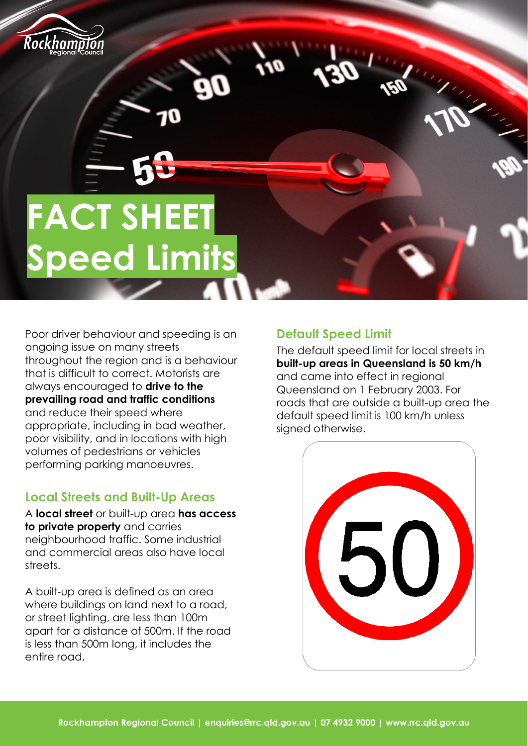# FACT SHEET Speed Limits

Poor driver behaviour and speeding is an ongoing issue on many streets throughout the region and is a behaviour that is difficult to correct. Motorists are always encouraged to **drive to the prevailing road and traffic conditions** and reduce their speed where appropriate, including in bad weather, poor visibility, and in locations with high volumes of pedestrians or vehicles performing parking manoeuvres.

## Local Streets and Built-Up Areas

A **local street** or built-up area **has access to private property** and carries neighbourhood traffic. Some industrial and commercial areas also have local streets.

A built-up area is defined as an area where buildings on land next to a road, or street lighting, are less than 100m apart for a distance of 500m. If the road is less than 500m long, it includes the entire road.

## Default Speed Limit

The default speed limit for local streets in **built-up areas in Queensland is 50 km/h** and came into effect in regional Queensland on 1 February 2003. For roads that are outside a built-up area the default speed limit is 100 km/h unless signed otherwise.

50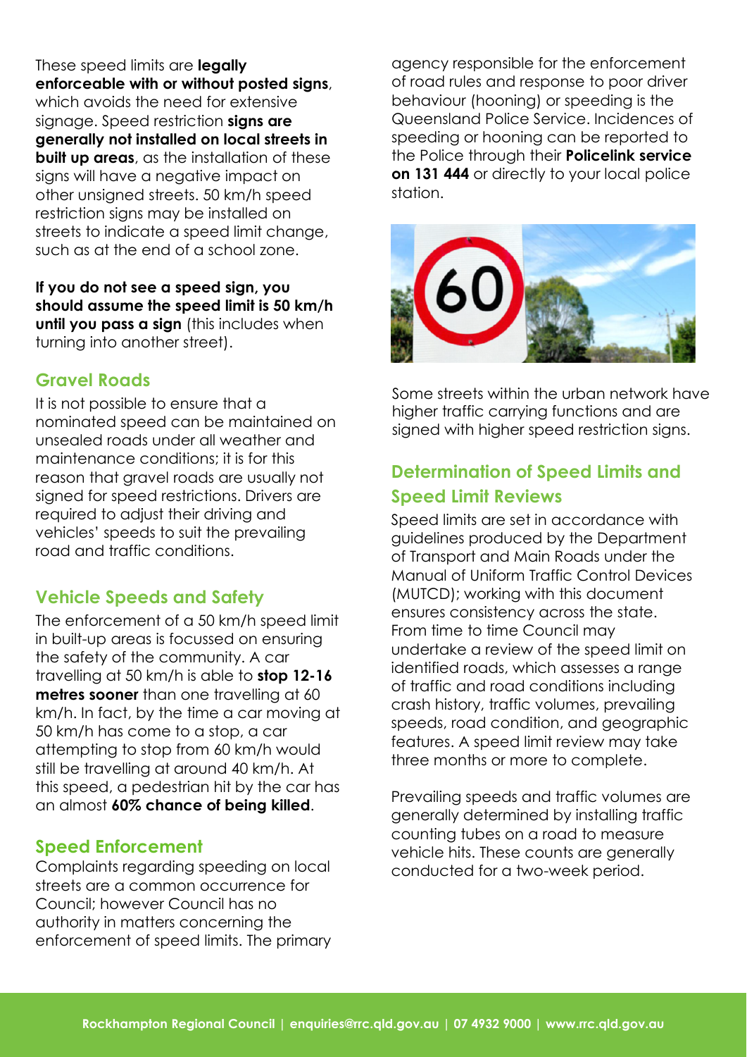These speed limits are **legally enforceable with or without posted signs**, which avoids the need for extensive signage. Speed restriction **signs are generally not installed on local streets in built up areas**, as the installation of these signs will have a negative impact on other unsigned streets. 50 km/h speed restriction signs may be installed on streets to indicate a speed limit change, such as at the end of a school zone.

**If you do not see a speed sign, you should assume the speed limit is 50 km/h until you pass a sign** (this includes when turning into another street).

## Gravel Roads

It is not possible to ensure that a nominated speed can be maintained on unsealed roads under all weather and maintenance conditions; it is for this reason that gravel roads are usually not signed for speed restrictions. Drivers are required to adjust their driving and vehicles' speeds to suit the prevailing road and traffic conditions.

## Vehicle Speeds and Safety

The enforcement of a 50 km/h speed limit in built-up areas is focussed on ensuring the safety of the community. A car travelling at 50 km/h is able to **stop 12-16 metres sooner** than one travelling at 60 km/h. In fact, by the time a car moving at 50 km/h has come to a stop, a car attempting to stop from 60 km/h would still be travelling at around 40 km/h. At this speed, a pedestrian hit by the car has an almost **60% chance of being killed**.

## Speed Enforcement

Complaints regarding speeding on local streets are a common occurrence for Council; however Council has no authority in matters concerning the enforcement of speed limits. The primary agency responsible for the enforcement of road rules and response to poor driver behaviour (hooning) or speeding is the Queensland Police Service. Incidences of speeding or hooning can be reported to the Police through their **Policelink service on 131 444** or directly to your local police station.

Some streets within the urban network have higher traffic carrying functions and are signed with higher speed restriction signs.

## Determination of Speed Limits and Speed Limit Reviews

Speed limits are set in accordance with guidelines produced by the Department of Transport and Main Roads under the Manual of Uniform Traffic Control Devices (MUTCD); working with this document ensures consistency across the state. From time to time Council may undertake a review of the speed limit on identified roads, which assesses a range of traffic and road conditions including crash history, traffic volumes, prevailing speeds, road condition, and geographic features. A speed limit review may take three months or more to complete.

Prevailing speeds and traffic volumes are generally determined by installing traffic counting tubes on a road to measure vehicle hits. These counts are generally conducted for a two-week period.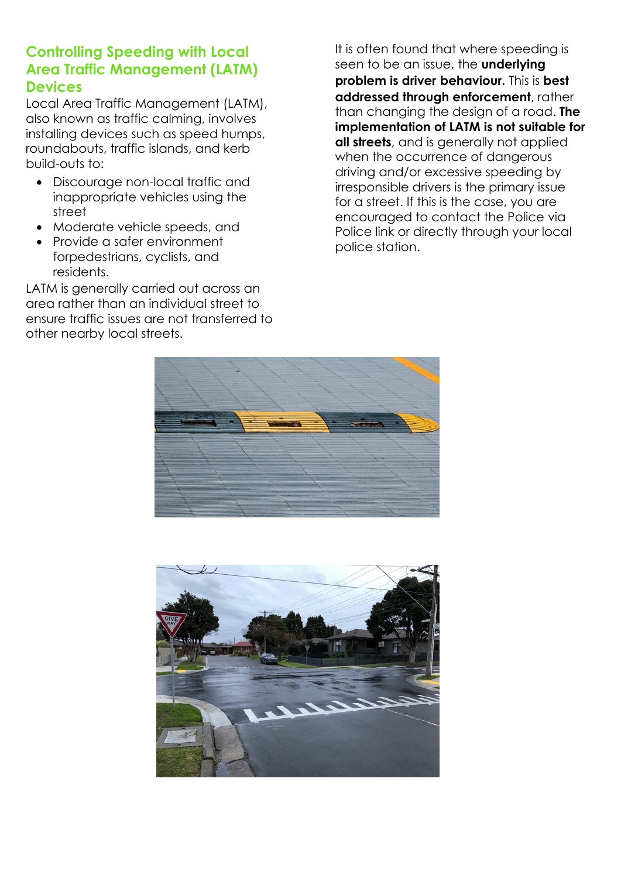## Controlling Speeding with Local Area Traffic Management (LATM) Devices

Local Area Traffic Management (LATM), also known as traffic calming, involves installing devices such as speed humps, roundabouts, traffic islands, and kerb build-outs to:

- Discourage non-local traffic and inappropriate vehicles using the street
- Moderate vehicle speeds, and
- Provide a safer environment forpedestrians, cyclists, and residents.

LATM is generally carried out across an area rather than an individual street to ensure traffic issues are not transferred to other nearby local streets.

It is often found that where speeding is seen to be an issue, the **underlying problem is driver behaviour.** This is **best addressed through enforcement**, rather than changing the design of a road. **The implementation of LATM is not suitable for all streets**, and is generally not applied when the occurrence of dangerous driving and/or excessive speeding by irresponsible drivers is the primary issue for a street. If this is the case, you are encouraged to contact the Police via Police link or directly through your local police station.